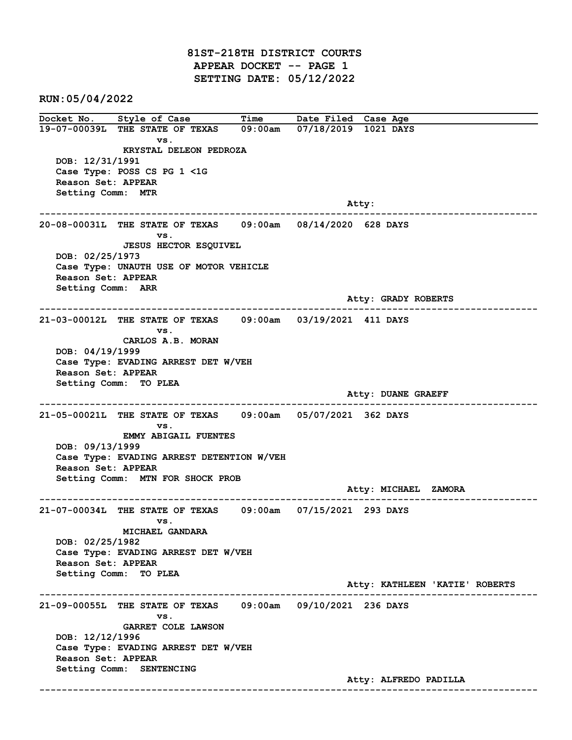# 81ST-218TH DISTRICT COURTS
## APPEAR DOCKET -- PAGE 1
## SETTING DATE: 05/12/2022

RUN:05/04/2022

| Docket No. | Style of Case | Time | Date Filed | Case Age |
|---|---|---|---|---|
| 19-07-00039L | THE STATE OF TEXAS vs. KRYSTAL DELEON PEDROZA | 09:00am | 07/18/2019 | 1021 DAYS |

DOB: 12/31/1991
Case Type: POSS CS PG 1 <1G
Reason Set: APPEAR
Setting Comm: MTR
Atty:

---

| Docket No. | Style of Case | Time | Date Filed | Case Age |
|---|---|---|---|---|
| 20-08-00031L | THE STATE OF TEXAS vs. JESUS HECTOR ESQUIVEL | 09:00am | 08/14/2020 | 628 DAYS |

DOB: 02/25/1973
Case Type: UNAUTH USE OF MOTOR VEHICLE
Reason Set: APPEAR
Setting Comm: ARR
Atty: GRADY ROBERTS

---

| Docket No. | Style of Case | Time | Date Filed | Case Age |
|---|---|---|---|---|
| 21-03-00012L | THE STATE OF TEXAS vs. CARLOS A.B. MORAN | 09:00am | 03/19/2021 | 411 DAYS |

DOB: 04/19/1999
Case Type: EVADING ARREST DET W/VEH
Reason Set: APPEAR
Setting Comm: TO PLEA
Atty: DUANE GRAEFF

---

| Docket No. | Style of Case | Time | Date Filed | Case Age |
|---|---|---|---|---|
| 21-05-00021L | THE STATE OF TEXAS vs. EMMY ABIGAIL FUENTES | 09:00am | 05/07/2021 | 362 DAYS |

DOB: 09/13/1999
Case Type: EVADING ARREST DETENTION W/VEH
Reason Set: APPEAR
Setting Comm: MTN FOR SHOCK PROB
Atty: MICHAEL ZAMORA

---

| Docket No. | Style of Case | Time | Date Filed | Case Age |
|---|---|---|---|---|
| 21-07-00034L | THE STATE OF TEXAS vs. MICHAEL GANDARA | 09:00am | 07/15/2021 | 293 DAYS |

DOB: 02/25/1982
Case Type: EVADING ARREST DET W/VEH
Reason Set: APPEAR
Setting Comm: TO PLEA
Atty: KATHLEEN 'KATIE' ROBERTS

---

| Docket No. | Style of Case | Time | Date Filed | Case Age |
|---|---|---|---|---|
| 21-09-00055L | THE STATE OF TEXAS vs. GARRET COLE LAWSON | 09:00am | 09/10/2021 | 236 DAYS |

DOB: 12/12/1996
Case Type: EVADING ARREST DET W/VEH
Reason Set: APPEAR
Setting Comm: SENTENCING
Atty: ALFREDO PADILLA

---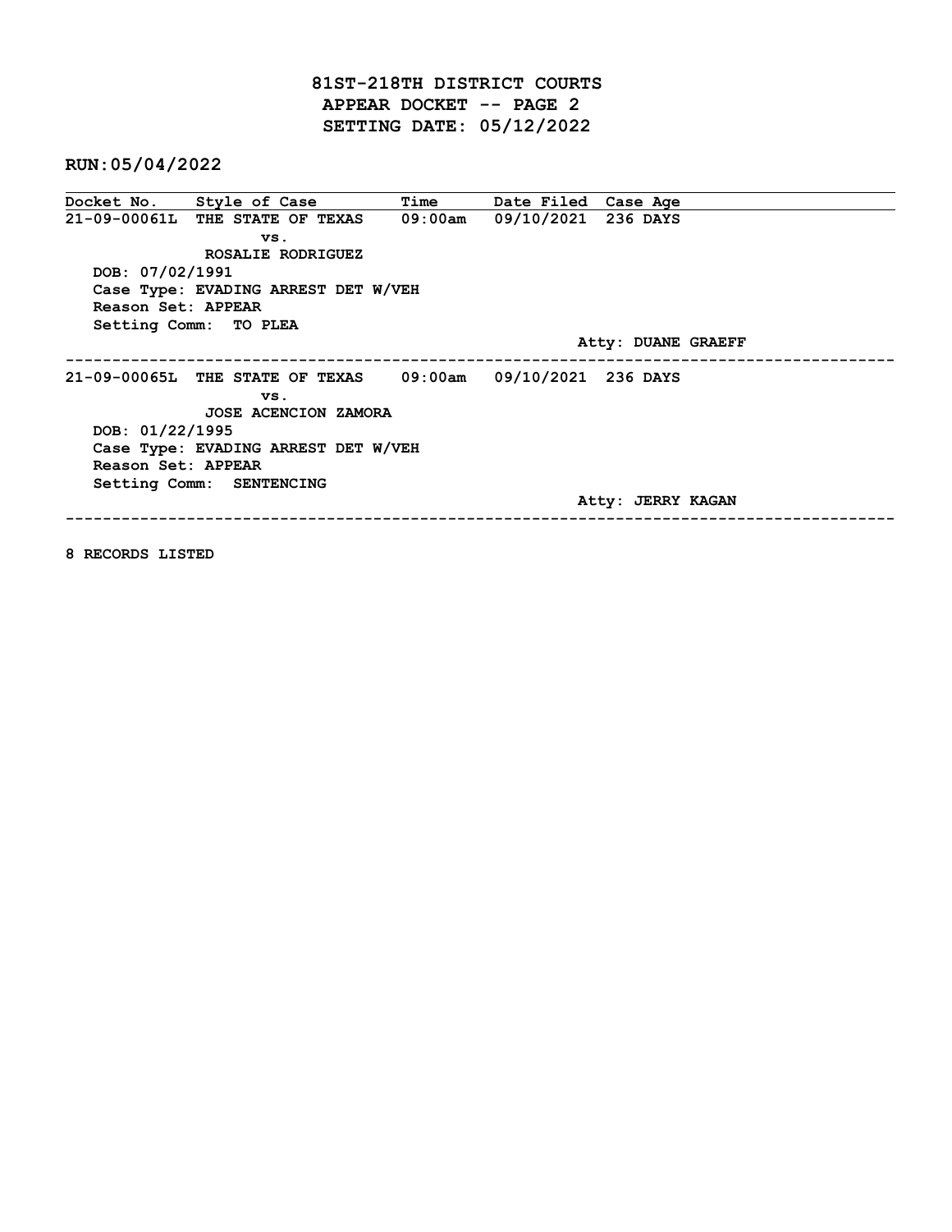# 81ST-218TH DISTRICT COURTS
## APPEAR DOCKET -- PAGE 2
## SETTING DATE: 05/12/2022

**RUN:05/04/2022**

| Docket No. | Style of Case | Time | Date Filed | Case Age |
|---|---|---|---|---|
| 21-09-00061L | THE STATE OF TEXAS vs. ROSALIE RODRIGUEZ | 09:00am | 09/10/2021 | 236 DAYS |

DOB: 07/02/1991
Case Type: EVADING ARREST DET W/VEH
Reason Set: APPEAR
Setting Comm: TO PLEA
Atty: DUANE GRAEFF

---

| Docket No. | Style of Case | Time | Date Filed | Case Age |
|---|---|---|---|---|
| 21-09-00065L | THE STATE OF TEXAS vs. JOSE ACENCION ZAMORA | 09:00am | 09/10/2021 | 236 DAYS |

DOB: 01/22/1995
Case Type: EVADING ARREST DET W/VEH
Reason Set: APPEAR
Setting Comm: SENTENCING
Atty: JERRY KAGAN

---

**8 RECORDS LISTED**